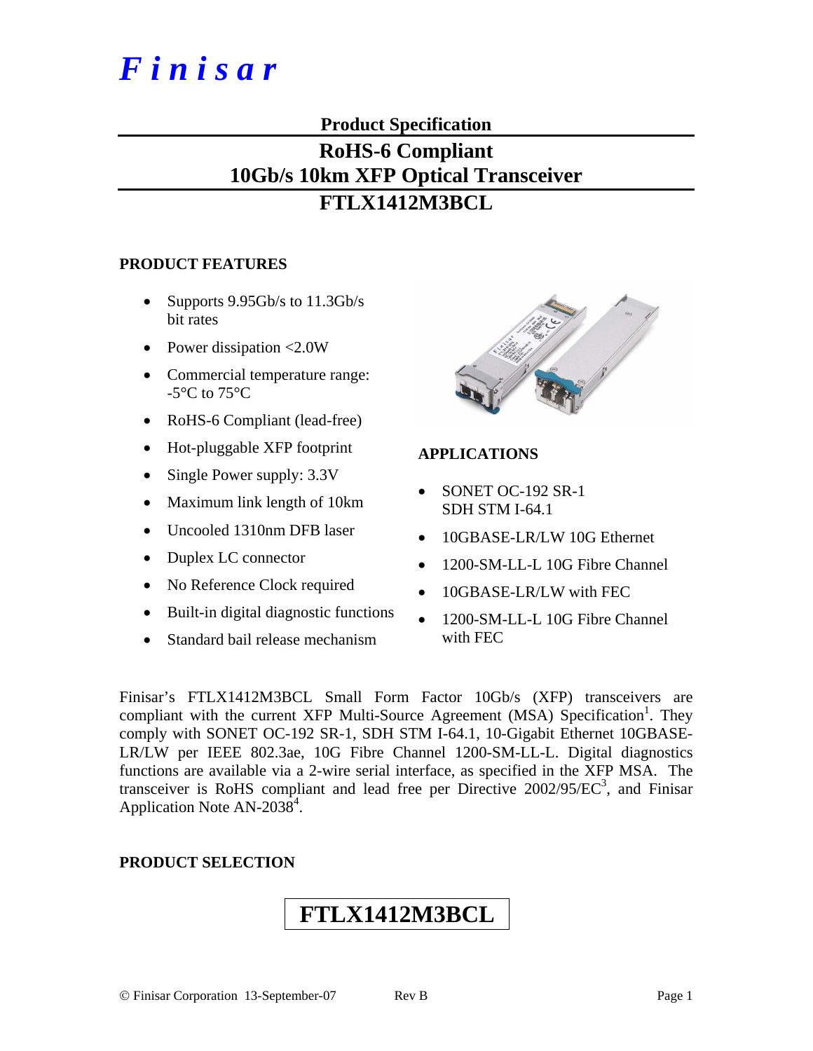# *Finisar*

**Product Specification**

## RoHS-6 Compliant
## 10Gb/s 10km XFP Optical Transceiver
## FTLX1412M3BCL

### PRODUCT FEATURES

- Supports 9.95Gb/s to 11.3Gb/s bit rates
- Power dissipation <2.0W
- Commercial temperature range: -5°C to 75°C
- RoHS-6 Compliant (lead-free)
- Hot-pluggable XFP footprint
- Single Power supply: 3.3V
- Maximum link length of 10km
- Uncooled 1310nm DFB laser
- Duplex LC connector
- No Reference Clock required
- Built-in digital diagnostic functions
- Standard bail release mechanism

### APPLICATIONS

- SONET OC-192 SR-1 SDH STM I-64.1
- 10GBASE-LR/LW 10G Ethernet
- 1200-SM-LL-L 10G Fibre Channel
- 10GBASE-LR/LW with FEC
- 1200-SM-LL-L 10G Fibre Channel with FEC

Finisar's FTLX1412M3BCL Small Form Factor 10Gb/s (XFP) transceivers are compliant with the current XFP Multi-Source Agreement (MSA) Specification[1]. They comply with SONET OC-192 SR-1, SDH STM I-64.1, 10-Gigabit Ethernet 10GBASE-LR/LW per IEEE 802.3ae, 10G Fibre Channel 1200-SM-LL-L. Digital diagnostics functions are available via a 2-wire serial interface, as specified in the XFP MSA. The transceiver is RoHS compliant and lead free per Directive 2002/95/EC[3], and Finisar Application Note AN-2038[4].

### PRODUCT SELECTION

**FTLX1412M3BCL**

© Finisar Corporation 13-September-07 Rev B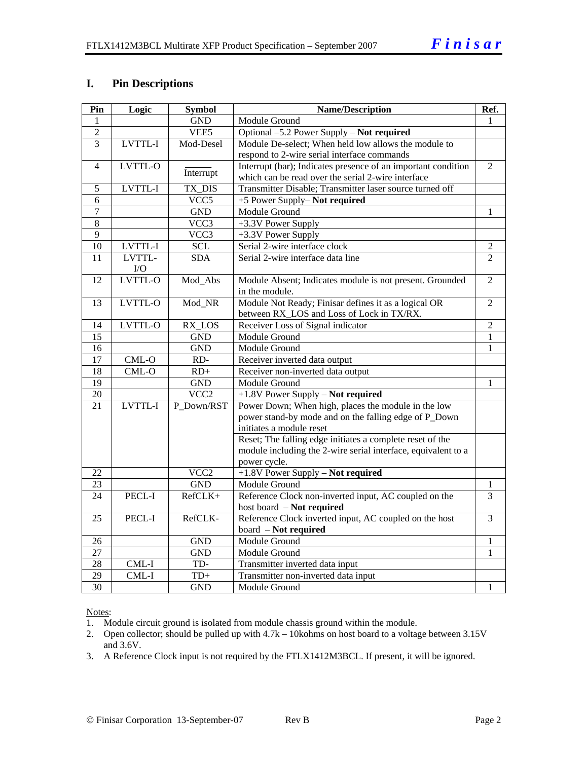## I. Pin Descriptions

| Pin | Logic | Symbol | Name/Description | Ref. |
|---|---|---|---|---|
| 1 | | GND | Module Ground | 1 |
| 2 | | VEE5 | Optional –5.2 Power Supply – **Not required** | |
| 3 | LVTTL-I | Mod-Desel | Module De-select; When held low allows the module to respond to 2-wire serial interface commands | |
| 4 | LVTTL-O | $\overline{\text{Interrupt}}$ | Interrupt (bar); Indicates presence of an important condition which can be read over the serial 2-wire interface | 2 |
| 5 | LVTTL-I | TX_DIS | Transmitter Disable; Transmitter laser source turned off | |
| 6 | | VCC5 | +5 Power Supply– **Not required** | |
| 7 | | GND | Module Ground | 1 |
| 8 | | VCC3 | +3.3V Power Supply | |
| 9 | | VCC3 | +3.3V Power Supply | |
| 10 | LVTTL-I | SCL | Serial 2-wire interface clock | 2 |
| 11 | LVTTL-I/O | SDA | Serial 2-wire interface data line | 2 |
| 12 | LVTTL-O | Mod_Abs | Module Absent; Indicates module is not present. Grounded in the module. | 2 |
| 13 | LVTTL-O | Mod_NR | Module Not Ready; Finisar defines it as a logical OR between RX_LOS and Loss of Lock in TX/RX. | 2 |
| 14 | LVTTL-O | RX_LOS | Receiver Loss of Signal indicator | 2 |
| 15 | | GND | Module Ground | 1 |
| 16 | | GND | Module Ground | 1 |
| 17 | CML-O | RD- | Receiver inverted data output | |
| 18 | CML-O | RD+ | Receiver non-inverted data output | |
| 19 | | GND | Module Ground | 1 |
| 20 | | VCC2 | +1.8V Power Supply – **Not required** | |
| 21 | LVTTL-I | P_Down/RST | Power Down; When high, places the module in the low power stand-by mode and on the falling edge of P_Down initiates a module reset | |
| | | | Reset; The falling edge initiates a complete reset of the module including the 2-wire serial interface, equivalent to a power cycle. | |
| 22 | | VCC2 | +1.8V Power Supply – **Not required** | |
| 23 | | GND | Module Ground | 1 |
| 24 | PECL-I | RefCLK+ | Reference Clock non-inverted input, AC coupled on the host board – **Not required** | 3 |
| 25 | PECL-I | RefCLK- | Reference Clock inverted input, AC coupled on the host board – **Not required** | 3 |
| 26 | | GND | Module Ground | 1 |
| 27 | | GND | Module Ground | 1 |
| 28 | CML-I | TD- | Transmitter inverted data input | |
| 29 | CML-I | TD+ | Transmitter non-inverted data input | |
| 30 | | GND | Module Ground | 1 |

Notes:

1. Module circuit ground is isolated from module chassis ground within the module.
2. Open collector; should be pulled up with 4.7k – 10kohms on host board to a voltage between 3.15V and 3.6V.
3. A Reference Clock input is not required by the FTLX1412M3BCL. If present, it will be ignored.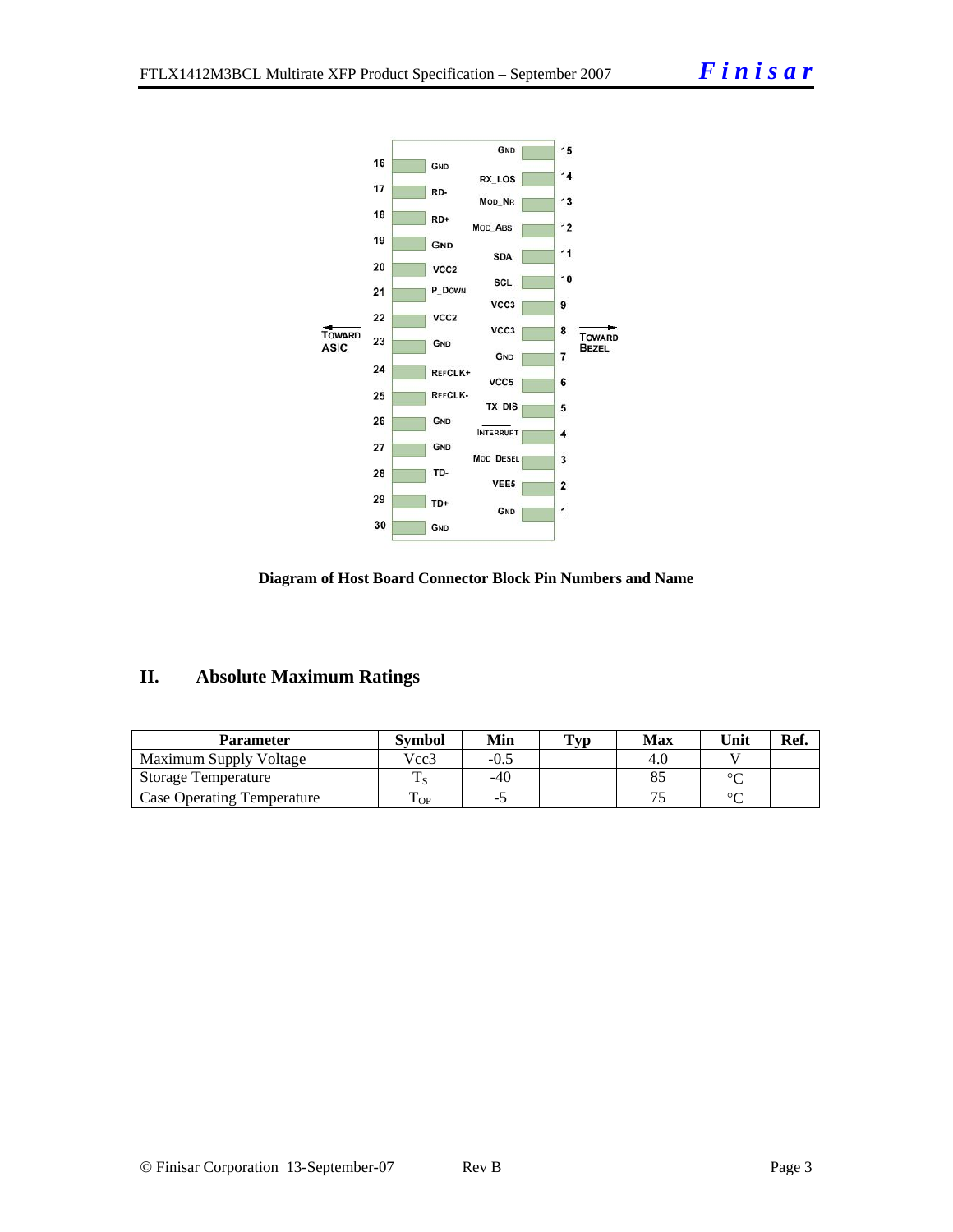| | | | |
|---|---|---|---|
| 16 | GND | GND | 15 |
| 17 | RD- | RX_LOS | 14 |
| 18 | RD+ | MOD_NR | 13 |
| 19 | GND | MOD_ABS | 12 |
| 20 | VCC2 | SDA | 11 |
| 21 | P_DOWN | SCL | 10 |
| 22 | VCC2 | VCC3 | 9 |
| 23 | GND | VCC3 | 8 |
| 24 | REFCLK+ | GND | 7 |
| 25 | REFCLK- | VCC5 | 6 |
| 26 | GND | TX_DIS | 5 |
| 27 | GND | INTERRUPT | 4 |
| 28 | TD- | MOD_DESEL | 3 |
| 29 | TD+ | VEE5 | 2 |
| 30 | GND | GND | 1 |

← TOWARD ASIC    TOWARD BEZEL →

**Diagram of Host Board Connector Block Pin Numbers and Name**

## II. Absolute Maximum Ratings

| Parameter | Symbol | Min | Typ | Max | Unit | Ref. |
|---|---|---|---|---|---|---|
| Maximum Supply Voltage | Vcc3 | -0.5 | | 4.0 | V | |
| Storage Temperature | $T_S$ | -40 | | 85 | °C | |
| Case Operating Temperature | $T_{OP}$ | -5 | | 75 | °C | |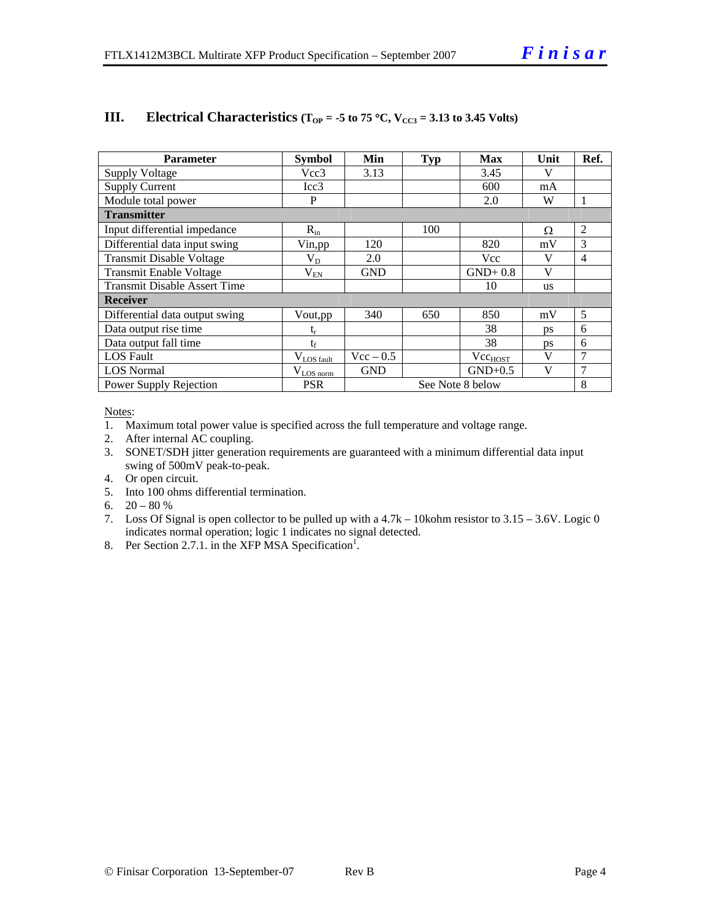## III. Electrical Characteristics ($T_{OP}$ = -5 to 75 °C, $V_{CC3}$ = 3.13 to 3.45 Volts)

| Parameter | Symbol | Min | Typ | Max | Unit | Ref. |
|---|---|---|---|---|---|---|
| Supply Voltage | Vcc3 | 3.13 | | 3.45 | V | |
| Supply Current | Icc3 | | | 600 | mA | |
| Module total power | P | | | 2.0 | W | 1 |
| **Transmitter** | | | | | | |
| Input differential impedance | $R_{in}$ | | 100 | | Ω | 2 |
| Differential data input swing | Vin,pp | 120 | | 820 | mV | 3 |
| Transmit Disable Voltage | $V_D$ | 2.0 | | Vcc | V | 4 |
| Transmit Enable Voltage | $V_{EN}$ | GND | | GND+ 0.8 | V | |
| Transmit Disable Assert Time | | | | 10 | us | |
| **Receiver** | | | | | | |
| Differential data output swing | Vout,pp | 340 | 650 | 850 | mV | 5 |
| Data output rise time | $t_r$ | | | 38 | ps | 6 |
| Data output fall time | $t_f$ | | | 38 | ps | 6 |
| LOS Fault | $V_{LOS\ fault}$ | Vcc – 0.5 | | $Vcc_{HOST}$ | V | 7 |
| LOS Normal | $V_{LOS\ norm}$ | GND | | GND+0.5 | V | 7 |
| Power Supply Rejection | PSR | See Note 8 below | | | | 8 |

Notes:

1. Maximum total power value is specified across the full temperature and voltage range.
2. After internal AC coupling.
3. SONET/SDH jitter generation requirements are guaranteed with a minimum differential data input swing of 500mV peak-to-peak.
4. Or open circuit.
5. Into 100 ohms differential termination.
6. 20 – 80 %
7. Loss Of Signal is open collector to be pulled up with a 4.7k – 10kohm resistor to 3.15 – 3.6V. Logic 0 indicates normal operation; logic 1 indicates no signal detected.
8. Per Section 2.7.1. in the XFP MSA Specification[1].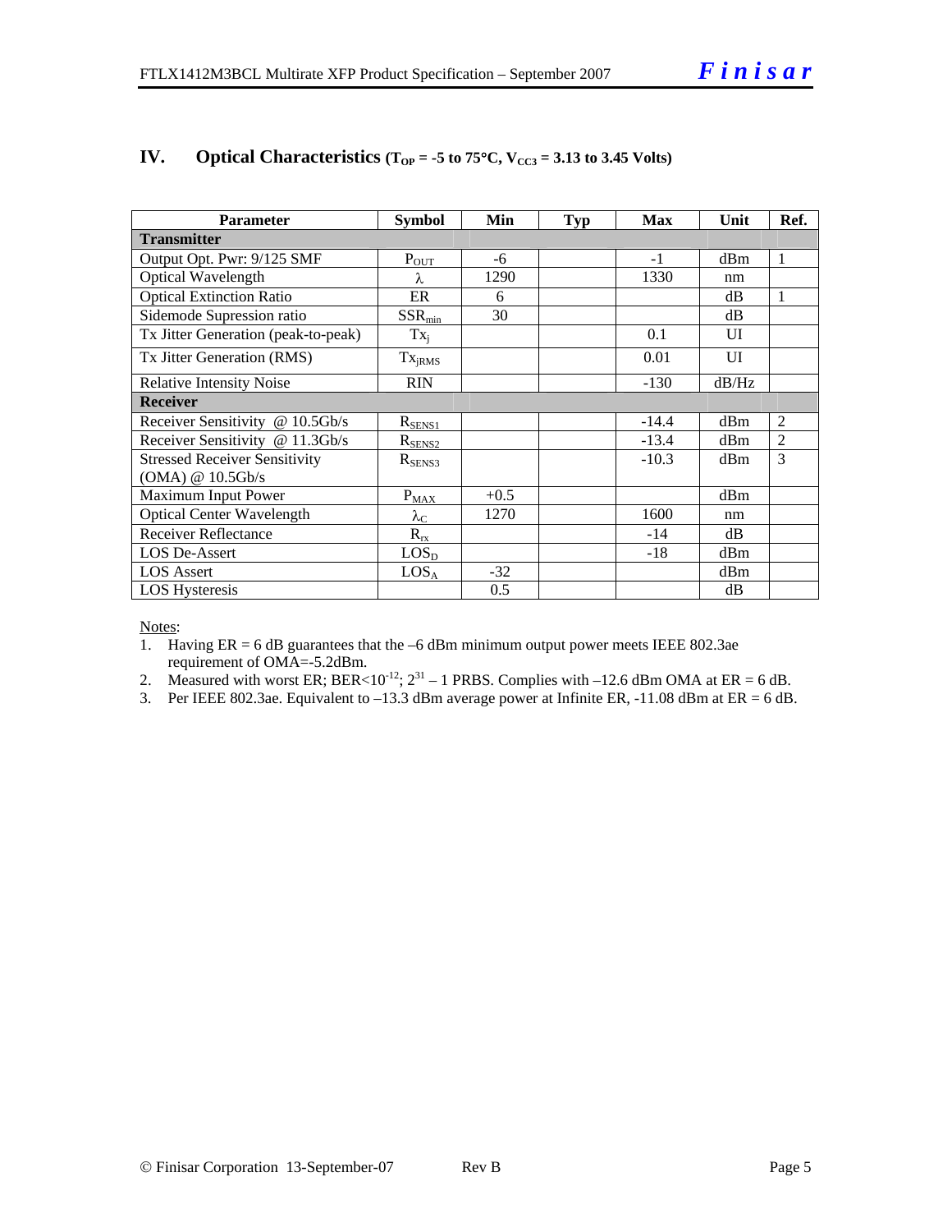## IV. Optical Characteristics ($T_{OP}$ = -5 to 75°C, $V_{CC3}$ = 3.13 to 3.45 Volts)

| Parameter | Symbol | Min | Typ | Max | Unit | Ref. |
|---|---|---|---|---|---|---|
| **Transmitter** | | | | | | |
| Output Opt. Pwr: 9/125 SMF | $P_{OUT}$ | -6 | | -1 | dBm | 1 |
| Optical Wavelength | $\lambda$ | 1290 | | 1330 | nm | |
| Optical Extinction Ratio | ER | 6 | | | dB | 1 |
| Sidemode Supression ratio | $SSR_{min}$ | 30 | | | dB | |
| Tx Jitter Generation (peak-to-peak) | $Tx_j$ | | | 0.1 | UI | |
| Tx Jitter Generation (RMS) | $Tx_{jRMS}$ | | | 0.01 | UI | |
| Relative Intensity Noise | RIN | | | -130 | dB/Hz | |
| **Receiver** | | | | | | |
| Receiver Sensitivity @ 10.5Gb/s | $R_{SENS1}$ | | | -14.4 | dBm | 2 |
| Receiver Sensitivity @ 11.3Gb/s | $R_{SENS2}$ | | | -13.4 | dBm | 2 |
| Stressed Receiver Sensitivity (OMA) @ 10.5Gb/s | $R_{SENS3}$ | | | -10.3 | dBm | 3 |
| Maximum Input Power | $P_{MAX}$ | +0.5 | | | dBm | |
| Optical Center Wavelength | $\lambda_C$ | 1270 | | 1600 | nm | |
| Receiver Reflectance | $R_{rx}$ | | | -14 | dB | |
| LOS De-Assert | $LOS_D$ | | | -18 | dBm | |
| LOS Assert | $LOS_A$ | -32 | | | dBm | |
| LOS Hysteresis | | 0.5 | | | dB | |

Notes:

1. Having ER = 6 dB guarantees that the –6 dBm minimum output power meets IEEE 802.3ae requirement of OMA=-5.2dBm.
2. Measured with worst ER; BER<$10^{-12}$; $2^{31} - 1$ PRBS. Complies with –12.6 dBm OMA at ER = 6 dB.
3. Per IEEE 802.3ae. Equivalent to –13.3 dBm average power at Infinite ER, -11.08 dBm at ER = 6 dB.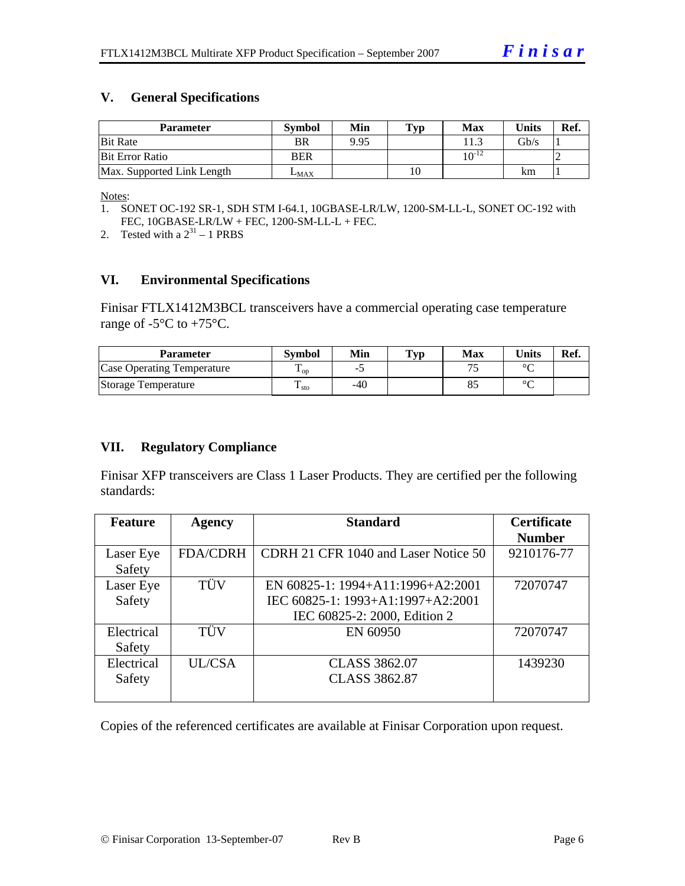## V. General Specifications

| Parameter | Symbol | Min | Typ | Max | Units | Ref. |
|---|---|---|---|---|---|---|
| Bit Rate | BR | 9.95 | | 11.3 | Gb/s | 1 |
| Bit Error Ratio | BER | | | $10^{-12}$ | | 2 |
| Max. Supported Link Length | $L_{MAX}$ | | 10 | | km | 1 |

Notes:

1. SONET OC-192 SR-1, SDH STM I-64.1, 10GBASE-LR/LW, 1200-SM-LL-L, SONET OC-192 with FEC, 10GBASE-LR/LW + FEC, 1200-SM-LL-L + FEC.
2. Tested with a $2^{31} – 1$ PRBS

## VI. Environmental Specifications

Finisar FTLX1412M3BCL transceivers have a commercial operating case temperature range of -5°C to +75°C.

| Parameter | Symbol | Min | Typ | Max | Units | Ref. |
|---|---|---|---|---|---|---|
| Case Operating Temperature | $T_{op}$ | -5 | | 75 | °C | |
| Storage Temperature | $T_{sto}$ | -40 | | 85 | °C | |

## VII. Regulatory Compliance

Finisar XFP transceivers are Class 1 Laser Products. They are certified per the following standards:

| Feature | Agency | Standard | Certificate Number |
|---|---|---|---|
| Laser Eye Safety | FDA/CDRH | CDRH 21 CFR 1040 and Laser Notice 50 | 9210176-77 |
| Laser Eye Safety | TÜV | EN 60825-1: 1994+A11:1996+A2:2001<br>IEC 60825-1: 1993+A1:1997+A2:2001<br>IEC 60825-2: 2000, Edition 2 | 72070747 |
| Electrical Safety | TÜV | EN 60950 | 72070747 |
| Electrical Safety | UL/CSA | CLASS 3862.07<br>CLASS 3862.87 | 1439230 |

Copies of the referenced certificates are available at Finisar Corporation upon request.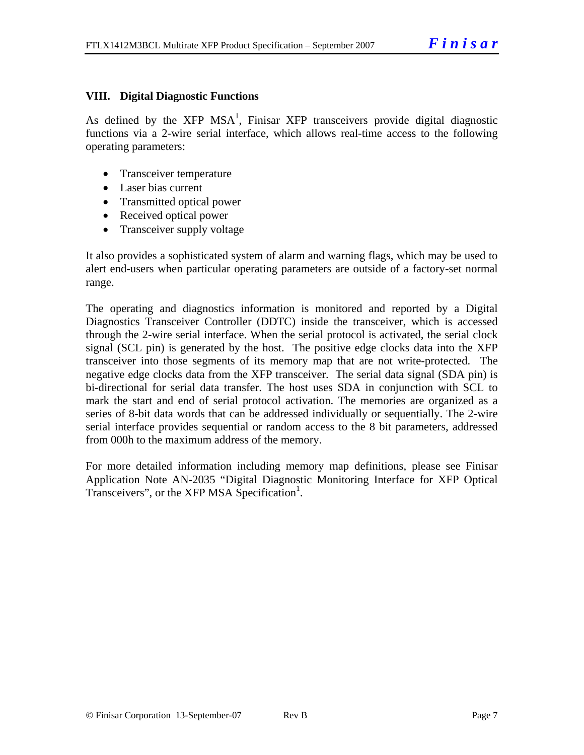## VIII. Digital Diagnostic Functions

As defined by the XFP MSA[1], Finisar XFP transceivers provide digital diagnostic functions via a 2-wire serial interface, which allows real-time access to the following operating parameters:

- Transceiver temperature
- Laser bias current
- Transmitted optical power
- Received optical power
- Transceiver supply voltage

It also provides a sophisticated system of alarm and warning flags, which may be used to alert end-users when particular operating parameters are outside of a factory-set normal range.

The operating and diagnostics information is monitored and reported by a Digital Diagnostics Transceiver Controller (DDTC) inside the transceiver, which is accessed through the 2-wire serial interface. When the serial protocol is activated, the serial clock signal (SCL pin) is generated by the host. The positive edge clocks data into the XFP transceiver into those segments of its memory map that are not write-protected. The negative edge clocks data from the XFP transceiver. The serial data signal (SDA pin) is bi-directional for serial data transfer. The host uses SDA in conjunction with SCL to mark the start and end of serial protocol activation. The memories are organized as a series of 8-bit data words that can be addressed individually or sequentially. The 2-wire serial interface provides sequential or random access to the 8 bit parameters, addressed from 000h to the maximum address of the memory.

For more detailed information including memory map definitions, please see Finisar Application Note AN-2035 "Digital Diagnostic Monitoring Interface for XFP Optical Transceivers", or the XFP MSA Specification[1].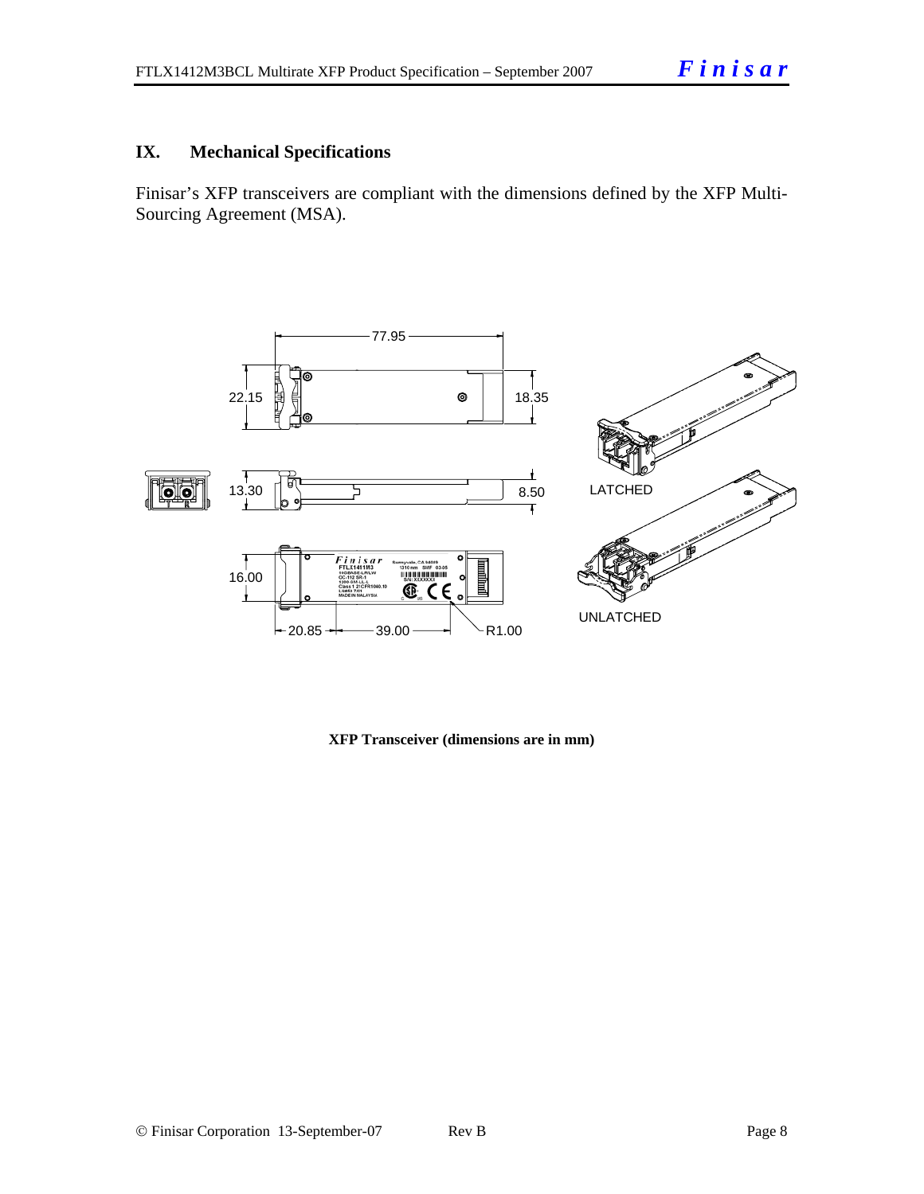## IX. Mechanical Specifications

Finisar's XFP transceivers are compliant with the dimensions defined by the XFP Multi-Sourcing Agreement (MSA).

**XFP Transceiver (dimensions are in mm)**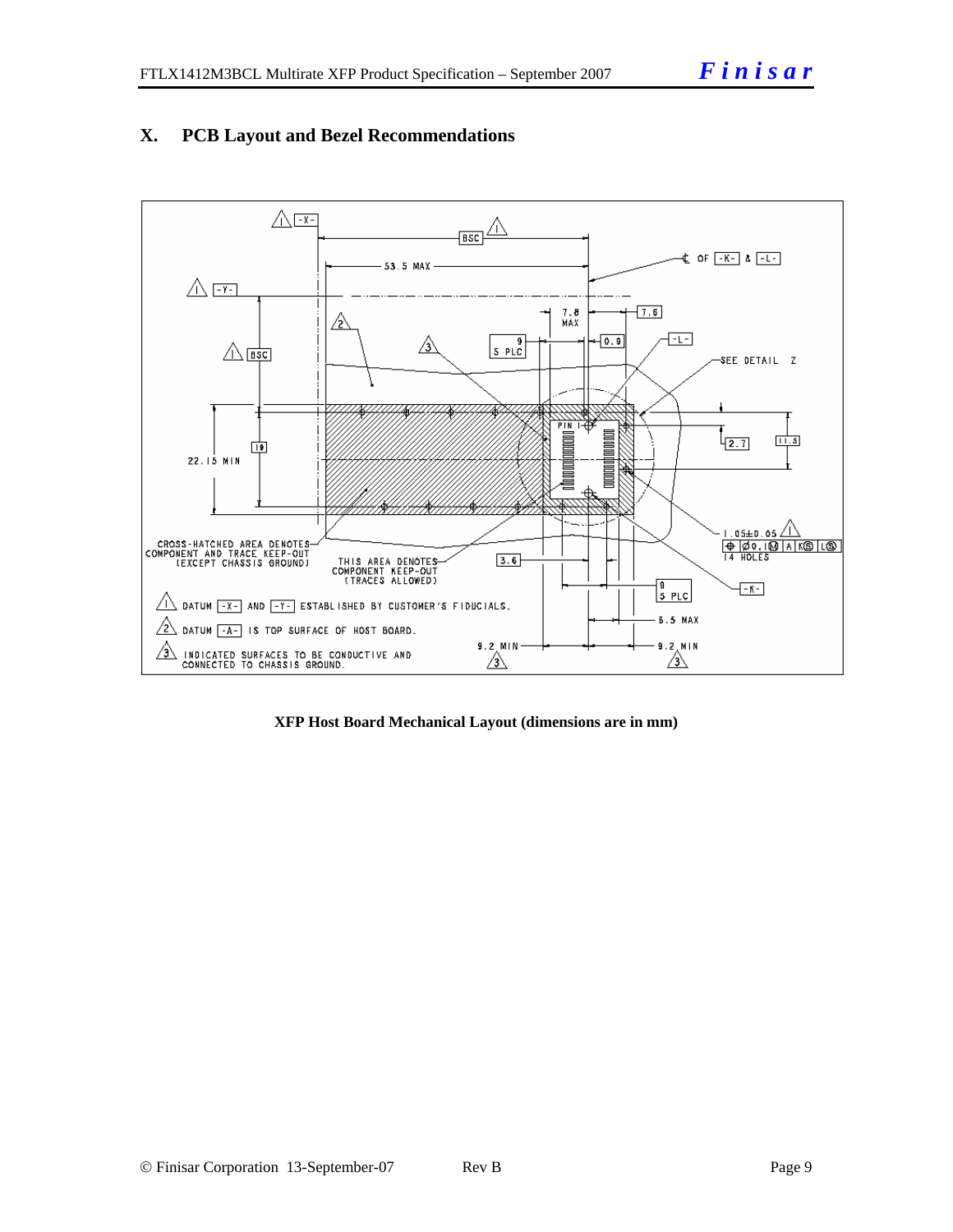# X. PCB Layout and Bezel Recommendations

**XFP Host Board Mechanical Layout (dimensions are in mm)**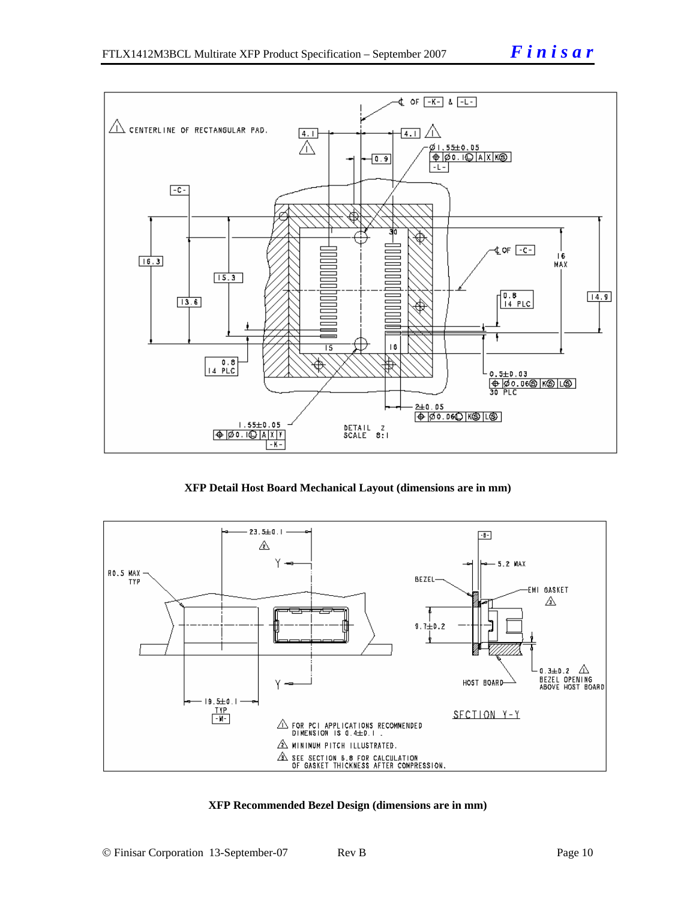**XFP Detail Host Board Mechanical Layout (dimensions are in mm)**

**XFP Recommended Bezel Design (dimensions are in mm)**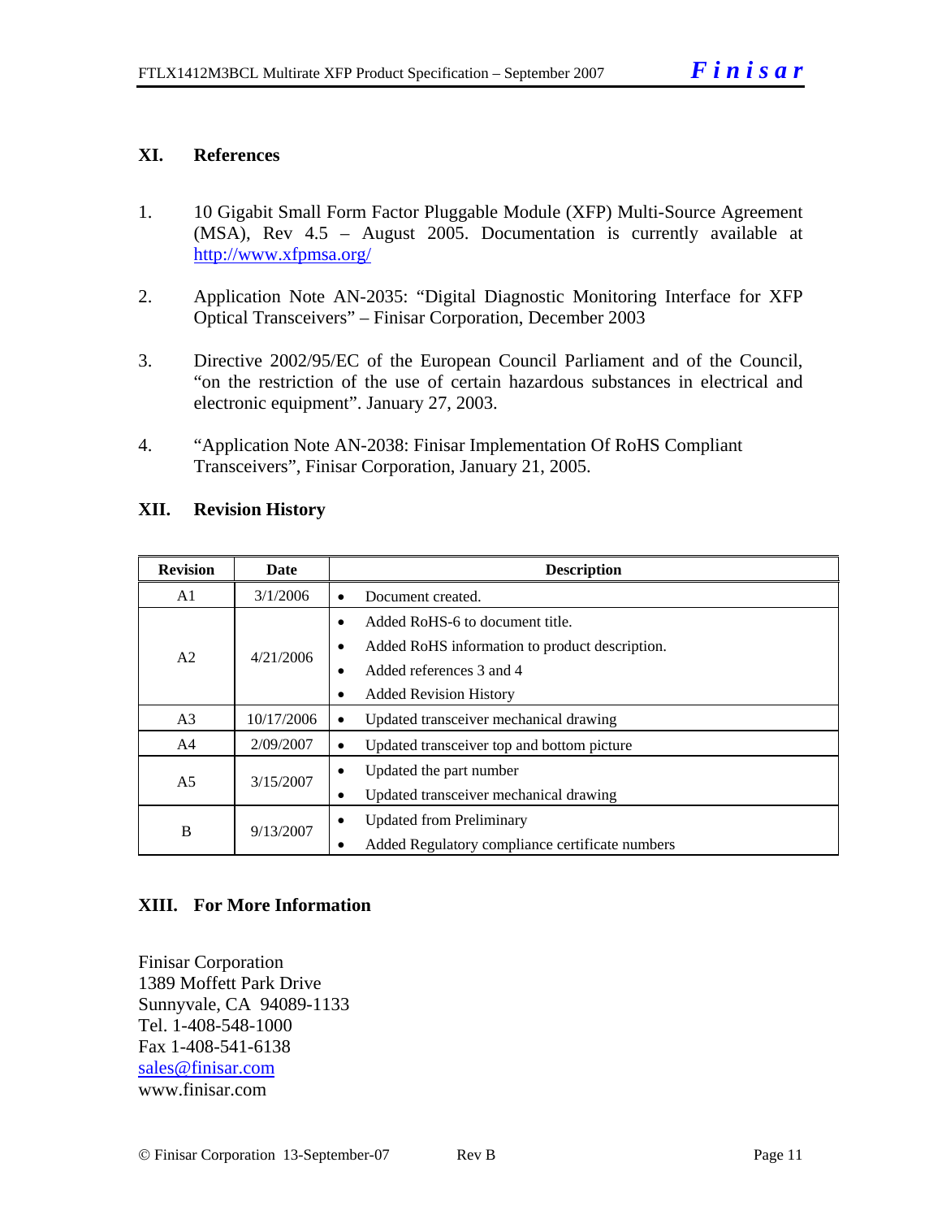## XI. References

1. 10 Gigabit Small Form Factor Pluggable Module (XFP) Multi-Source Agreement (MSA), Rev 4.5 – August 2005. Documentation is currently available at http://www.xfpmsa.org/

2. Application Note AN-2035: "Digital Diagnostic Monitoring Interface for XFP Optical Transceivers" – Finisar Corporation, December 2003

3. Directive 2002/95/EC of the European Council Parliament and of the Council, "on the restriction of the use of certain hazardous substances in electrical and electronic equipment". January 27, 2003.

4. "Application Note AN-2038: Finisar Implementation Of RoHS Compliant Transceivers", Finisar Corporation, January 21, 2005.

## XII. Revision History

| Revision | Date | Description |
|---|---|---|
| A1 | 3/1/2006 | • Document created. |
| A2 | 4/21/2006 | • Added RoHS-6 to document title.<br>• Added RoHS information to product description.<br>• Added references 3 and 4<br>• Added Revision History |
| A3 | 10/17/2006 | • Updated transceiver mechanical drawing |
| A4 | 2/09/2007 | • Updated transceiver top and bottom picture |
| A5 | 3/15/2007 | • Updated the part number<br>• Updated transceiver mechanical drawing |
| B | 9/13/2007 | • Updated from Preliminary<br>• Added Regulatory compliance certificate numbers |

## XIII. For More Information

Finisar Corporation
1389 Moffett Park Drive
Sunnyvale, CA 94089-1133
Tel. 1-408-548-1000
Fax 1-408-541-6138
sales@finisar.com
www.finisar.com